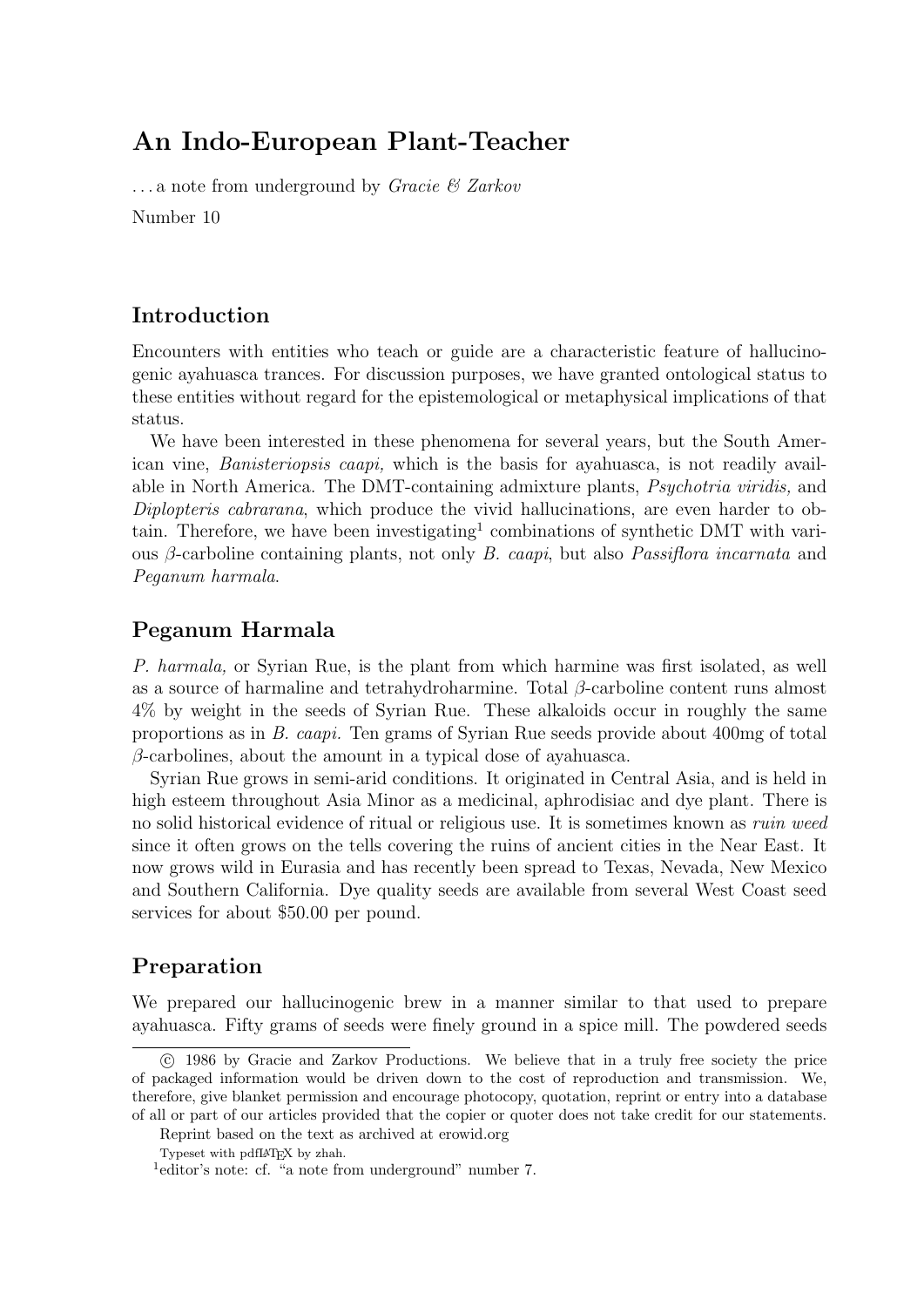# An Indo-European Plant-Teacher

...a note from underground by *Gracie & Zarkov*

Number 10

## Introduction

Encounters with entities who teach or guide are a characteristic feature of hallucinogenic ayahuasca trances. For discussion purposes, we have granted ontological status to these entities without regard for the epistemological or metaphysical implications of that status.

We have been interested in these phenomena for several years, but the South American vine, *Banisteriopsis caapi,* which is the basis for ayahuasca, is not readily available in North America. The DMT-containing admixture plants, *Psychotria viridis,* and *Diplopteris cabrarana*, which produce the vivid hallucinations, are even harder to obtain. Therefore, we have been investigating[1] combinations of synthetic DMT with various $\beta$-carboline containing plants, not only *B. caapi*, but also *Passiflora incarnata* and *Peganum harmala.*

## Peganum Harmala

*P. harmala,* or Syrian Rue, is the plant from which harmine was first isolated, as well as a source of harmaline and tetrahydroharmine. Total $\beta$-carboline content runs almost 4% by weight in the seeds of Syrian Rue. These alkaloids occur in roughly the same proportions as in *B. caapi.* Ten grams of Syrian Rue seeds provide about 400mg of total $\beta$-carbolines, about the amount in a typical dose of ayahuasca.

Syrian Rue grows in semi-arid conditions. It originated in Central Asia, and is held in high esteem throughout Asia Minor as a medicinal, aphrodisiac and dye plant. There is no solid historical evidence of ritual or religious use. It is sometimes known as *ruin weed* since it often grows on the tells covering the ruins of ancient cities in the Near East. It now grows wild in Eurasia and has recently been spread to Texas, Nevada, New Mexico and Southern California. Dye quality seeds are available from several West Coast seed services for about $50.00 per pound.

## Preparation

We prepared our hallucinogenic brew in a manner similar to that used to prepare ayahuasca. Fifty grams of seeds were finely ground in a spice mill. The powdered seeds

---

© 1986 by Gracie and Zarkov Productions. We believe that in a truly free society the price of packaged information would be driven down to the cost of reproduction and transmission. We, therefore, give blanket permission and encourage photocopy, quotation, reprint or entry into a database of all or part of our articles provided that the copier or quoter does not take credit for our statements.

Reprint based on the text as archived at erowid.org

Typeset with pdfLaTeX by zhah.

[1] editor's note: cf. "a note from underground" number 7.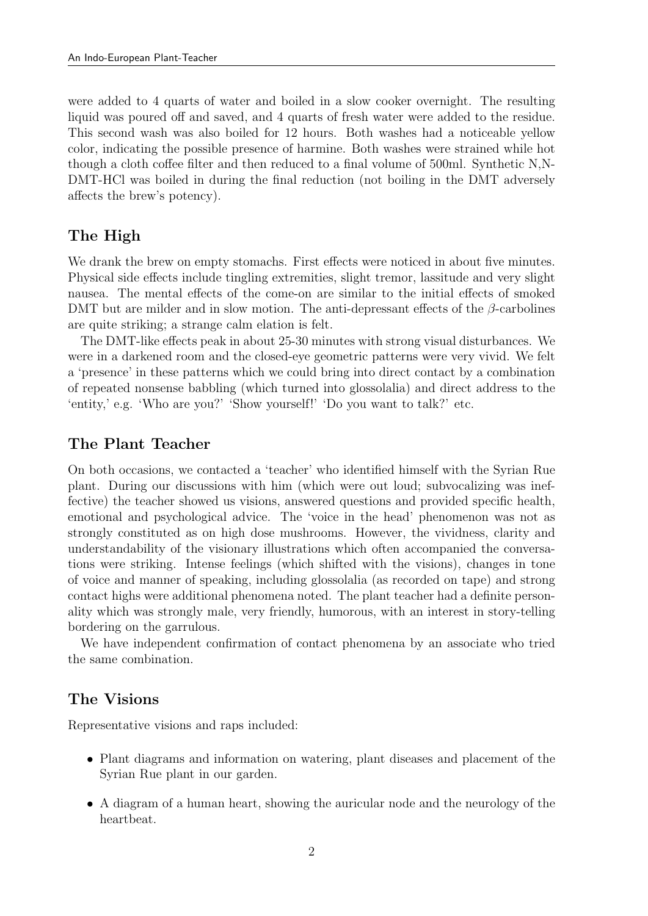were added to 4 quarts of water and boiled in a slow cooker overnight. The resulting liquid was poured off and saved, and 4 quarts of fresh water were added to the residue. This second wash was also boiled for 12 hours. Both washes had a noticeable yellow color, indicating the possible presence of harmine. Both washes were strained while hot though a cloth coffee filter and then reduced to a final volume of 500ml. Synthetic N,N-DMT-HCl was boiled in during the final reduction (not boiling in the DMT adversely affects the brew's potency).

## The High

We drank the brew on empty stomachs. First effects were noticed in about five minutes. Physical side effects include tingling extremities, slight tremor, lassitude and very slight nausea. The mental effects of the come-on are similar to the initial effects of smoked DMT but are milder and in slow motion. The anti-depressant effects of the $\beta$-carbolines are quite striking; a strange calm elation is felt.

The DMT-like effects peak in about 25-30 minutes with strong visual disturbances. We were in a darkened room and the closed-eye geometric patterns were very vivid. We felt a 'presence' in these patterns which we could bring into direct contact by a combination of repeated nonsense babbling (which turned into glossolalia) and direct address to the 'entity,' e.g. 'Who are you?' 'Show yourself!' 'Do you want to talk?' etc.

## The Plant Teacher

On both occasions, we contacted a 'teacher' who identified himself with the Syrian Rue plant. During our discussions with him (which were out loud; subvocalizing was ineffective) the teacher showed us visions, answered questions and provided specific health, emotional and psychological advice. The 'voice in the head' phenomenon was not as strongly constituted as on high dose mushrooms. However, the vividness, clarity and understandability of the visionary illustrations which often accompanied the conversations were striking. Intense feelings (which shifted with the visions), changes in tone of voice and manner of speaking, including glossolalia (as recorded on tape) and strong contact highs were additional phenomena noted. The plant teacher had a definite personality which was strongly male, very friendly, humorous, with an interest in story-telling bordering on the garrulous.

We have independent confirmation of contact phenomena by an associate who tried the same combination.

## The Visions

Representative visions and raps included:

- Plant diagrams and information on watering, plant diseases and placement of the Syrian Rue plant in our garden.
- A diagram of a human heart, showing the auricular node and the neurology of the heartbeat.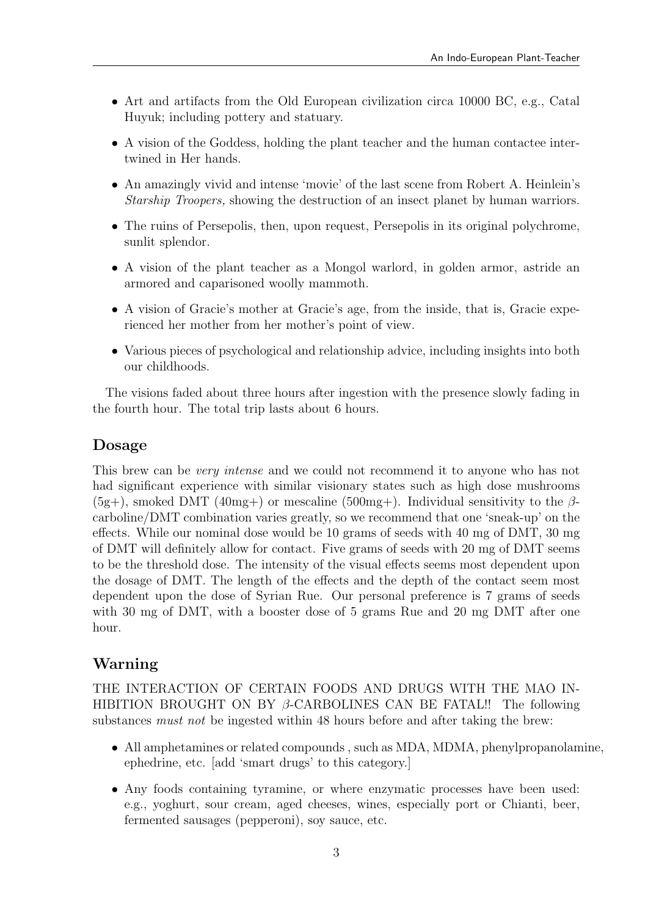- Art and artifacts from the Old European civilization circa 10000 BC, e.g., Catal Huyuk; including pottery and statuary.
- A vision of the Goddess, holding the plant teacher and the human contactee intertwined in Her hands.
- An amazingly vivid and intense 'movie' of the last scene from Robert A. Heinlein's *Starship Troopers,* showing the destruction of an insect planet by human warriors.
- The ruins of Persepolis, then, upon request, Persepolis in its original polychrome, sunlit splendor.
- A vision of the plant teacher as a Mongol warlord, in golden armor, astride an armored and caparisoned woolly mammoth.
- A vision of Gracie's mother at Gracie's age, from the inside, that is, Gracie experienced her mother from her mother's point of view.
- Various pieces of psychological and relationship advice, including insights into both our childhoods.

The visions faded about three hours after ingestion with the presence slowly fading in the fourth hour. The total trip lasts about 6 hours.

## Dosage

This brew can be *very intense* and we could not recommend it to anyone who has not had significant experience with similar visionary states such as high dose mushrooms (5g+), smoked DMT (40mg+) or mescaline (500mg+). Individual sensitivity to the $\beta$-carboline/DMT combination varies greatly, so we recommend that one 'sneak-up' on the effects. While our nominal dose would be 10 grams of seeds with 40 mg of DMT, 30 mg of DMT will definitely allow for contact. Five grams of seeds with 20 mg of DMT seems to be the threshold dose. The intensity of the visual effects seems most dependent upon the dosage of DMT. The length of the effects and the depth of the contact seem most dependent upon the dose of Syrian Rue. Our personal preference is 7 grams of seeds with 30 mg of DMT, with a booster dose of 5 grams Rue and 20 mg DMT after one hour.

## Warning

THE INTERACTION OF CERTAIN FOODS AND DRUGS WITH THE MAO INHIBITION BROUGHT ON BY $\beta$-CARBOLINES CAN BE FATAL!! The following substances *must not* be ingested within 48 hours before and after taking the brew:

- All amphetamines or related compounds , such as MDA, MDMA, phenylpropanolamine, ephedrine, etc. [add 'smart drugs' to this category.]
- Any foods containing tyramine, or where enzymatic processes have been used: e.g., yoghurt, sour cream, aged cheeses, wines, especially port or Chianti, beer, fermented sausages (pepperoni), soy sauce, etc.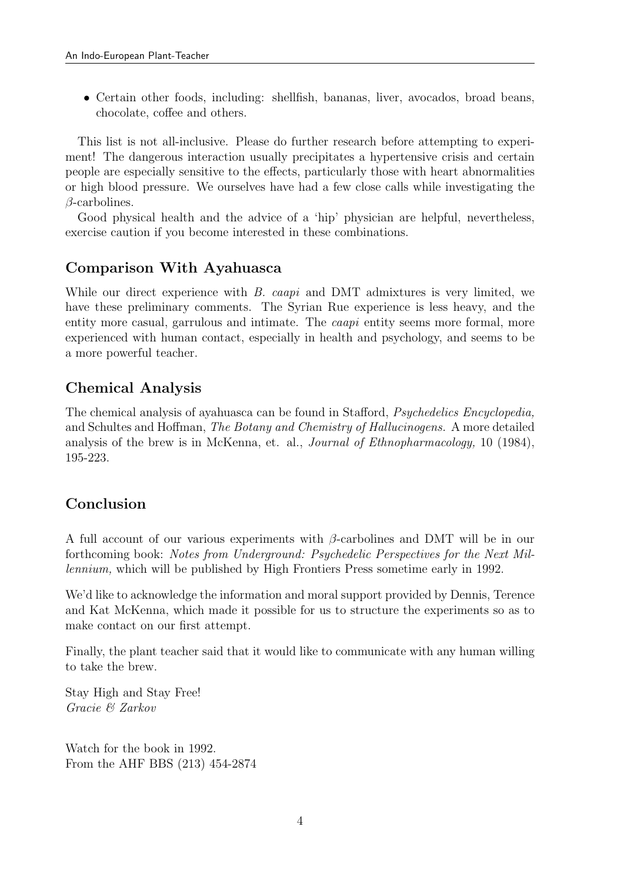- Certain other foods, including: shellfish, bananas, liver, avocados, broad beans, chocolate, coffee and others.

This list is not all-inclusive. Please do further research before attempting to experiment! The dangerous interaction usually precipitates a hypertensive crisis and certain people are especially sensitive to the effects, particularly those with heart abnormalities or high blood pressure. We ourselves have had a few close calls while investigating the $\beta$-carbolines.

Good physical health and the advice of a 'hip' physician are helpful, nevertheless, exercise caution if you become interested in these combinations.

## Comparison With Ayahuasca

While our direct experience with *B. caapi* and DMT admixtures is very limited, we have these preliminary comments. The Syrian Rue experience is less heavy, and the entity more casual, garrulous and intimate. The *caapi* entity seems more formal, more experienced with human contact, especially in health and psychology, and seems to be a more powerful teacher.

## Chemical Analysis

The chemical analysis of ayahuasca can be found in Stafford, *Psychedelics Encyclopedia,* and Schultes and Hoffman, *The Botany and Chemistry of Hallucinogens.* A more detailed analysis of the brew is in McKenna, et. al., *Journal of Ethnopharmacology,* 10 (1984), 195-223.

## Conclusion

A full account of our various experiments with $\beta$-carbolines and DMT will be in our forthcoming book: *Notes from Underground: Psychedelic Perspectives for the Next Millennium,* which will be published by High Frontiers Press sometime early in 1992.

We'd like to acknowledge the information and moral support provided by Dennis, Terence and Kat McKenna, which made it possible for us to structure the experiments so as to make contact on our first attempt.

Finally, the plant teacher said that it would like to communicate with any human willing to take the brew.

Stay High and Stay Free!
*Gracie & Zarkov*

Watch for the book in 1992.
From the AHF BBS (213) 454-2874